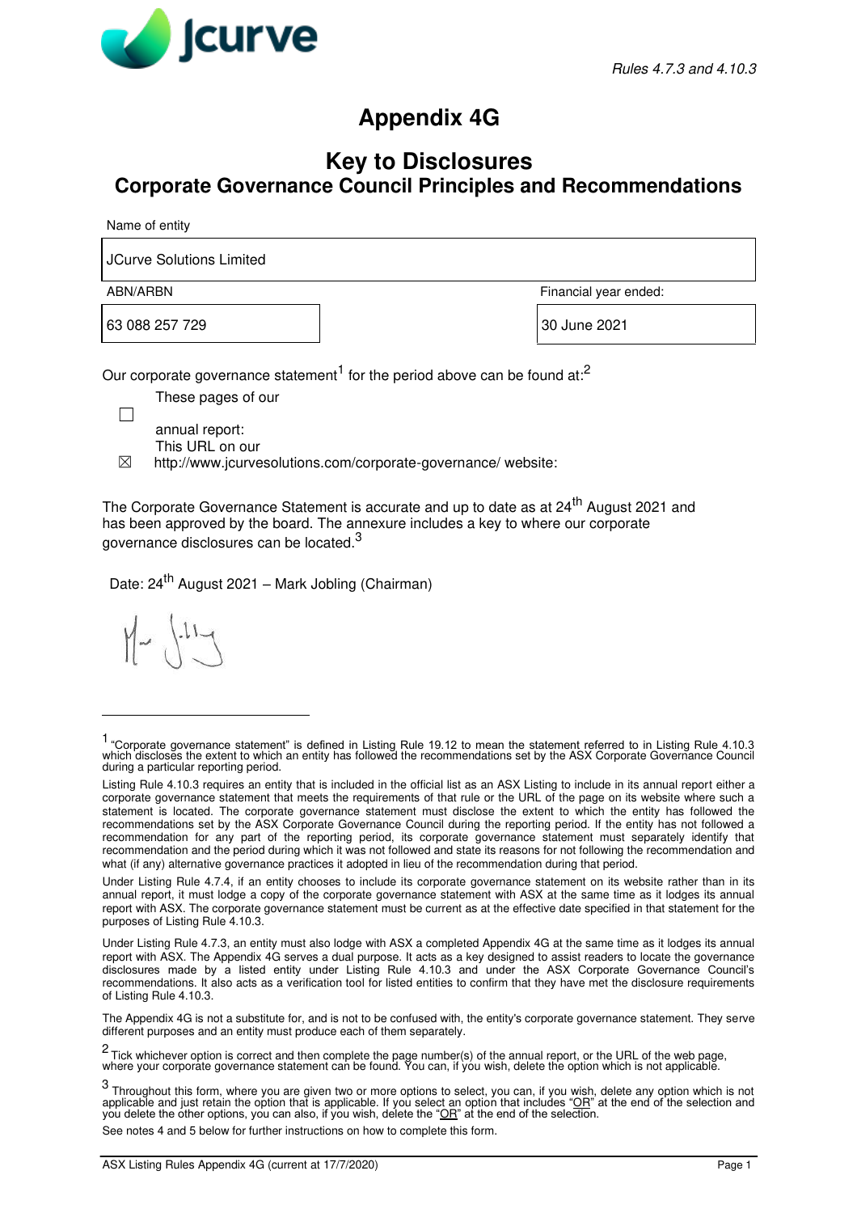*Rules 4.7.3 and 4.10.3*

# Appendix 4G

## Key to Disclosures
## Corporate Governance Council Principles and Recommendations

Name of entity

| JCurve Solutions Limited | |
|---|---|
| **ABN/ARBN** | **Financial year ended:** |
| 63 088 257 729 | 30 June 2021 |

Our corporate governance statement[1] for the period above can be found at:[2]

☐ These pages of our annual report:

☒ This URL on our website: http://www.jcurvesolutions.com/corporate-governance/

The Corporate Governance Statement is accurate and up to date as at 24th August 2021 and has been approved by the board. The annexure includes a key to where our corporate governance disclosures can be located.[3]

Date: 24th August 2021 – Mark Jobling (Chairman)

---

[1] "Corporate governance statement" is defined in Listing Rule 19.12 to mean the statement referred to in Listing Rule 4.10.3 which discloses the extent to which an entity has followed the recommendations set by the ASX Corporate Governance Council during a particular reporting period.

Listing Rule 4.10.3 requires an entity that is included in the official list as an ASX Listing to include in its annual report either a corporate governance statement that meets the requirements of that rule or the URL of the page on its website where such a statement is located. The corporate governance statement must disclose the extent to which the entity has followed the recommendations set by the ASX Corporate Governance Council during the reporting period. If the entity has not followed a recommendation for any part of the reporting period, its corporate governance statement must separately identify that recommendation and the period during which it was not followed and state its reasons for not following the recommendation and what (if any) alternative governance practices it adopted in lieu of the recommendation during that period.

Under Listing Rule 4.7.4, if an entity chooses to include its corporate governance statement on its website rather than in its annual report, it must lodge a copy of the corporate governance statement with ASX at the same time as it lodges its annual report with ASX. The corporate governance statement must be current as at the effective date specified in that statement for the purposes of Listing Rule 4.10.3.

Under Listing Rule 4.7.3, an entity must also lodge with ASX a completed Appendix 4G at the same time as it lodges its annual report with ASX. The Appendix 4G serves a dual purpose. It acts as a key designed to assist readers to locate the governance disclosures made by a listed entity under Listing Rule 4.10.3 and under the ASX Corporate Governance Council's recommendations. It also acts as a verification tool for listed entities to confirm that they have met the disclosure requirements of Listing Rule 4.10.3.

The Appendix 4G is not a substitute for, and is not to be confused with, the entity's corporate governance statement. They serve different purposes and an entity must produce each of them separately.

[2] Tick whichever option is correct and then complete the page number(s) of the annual report, or the URL of the web page, where your corporate governance statement can be found. You can, if you wish, delete the option which is not applicable.

[3] Throughout this form, where you are given two or more options to select, you can, if you wish, delete any option which is not applicable and just retain the option that is applicable. If you select an option that includes "OR" at the end of the selection and you delete the other options, you can also, if you wish, delete the "OR" at the end of the selection.

See notes 4 and 5 below for further instructions on how to complete this form.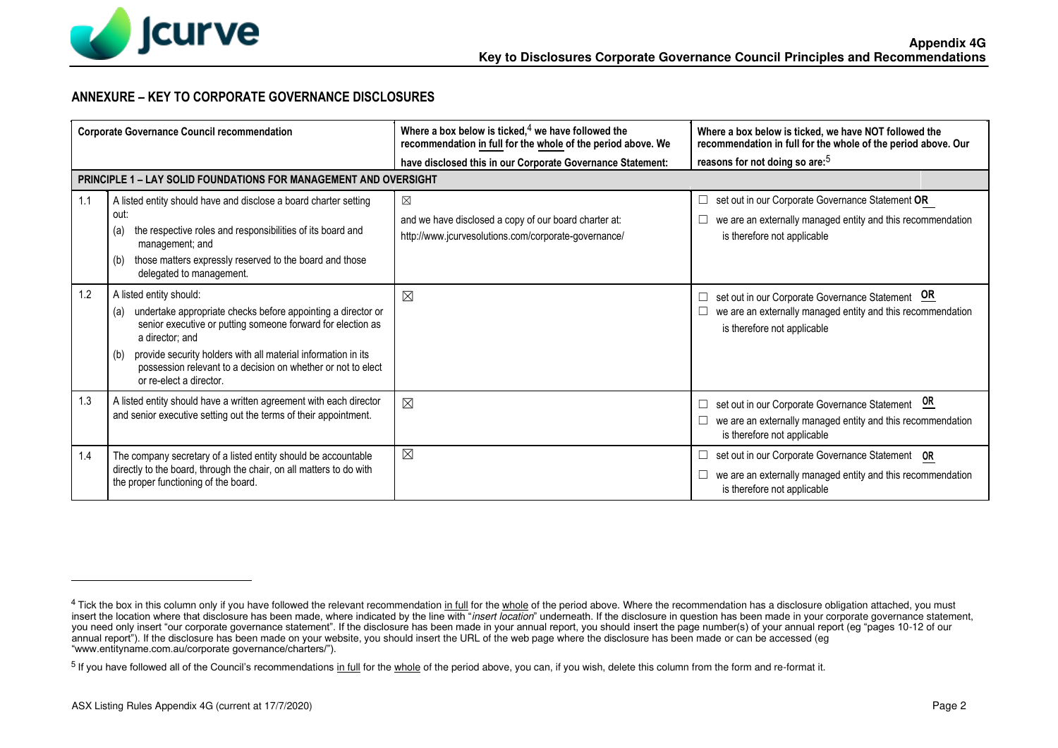## ANNEXURE – KEY TO CORPORATE GOVERNANCE DISCLOSURES

| Corporate Governance Council recommendation | | Where a box below is ticked,[4] we have followed the recommendation in full for the whole of the period above. We have disclosed this in our Corporate Governance Statement: | Where a box below is ticked, we have NOT followed the recommendation in full for the whole of the period above. Our reasons for not doing so are:[5] |
|---|---|---|---|
| **PRINCIPLE 1 – LAY SOLID FOUNDATIONS FOR MANAGEMENT AND OVERSIGHT** | | | |
| 1.1 | A listed entity should have and disclose a board charter setting out:<br>(a) the respective roles and responsibilities of its board and management; and<br>(b) those matters expressly reserved to the board and those delegated to management. | ☒<br>and we have disclosed a copy of our board charter at:<br>http://www.jcurvesolutions.com/corporate-governance/ | ☐ set out in our Corporate Governance Statement **OR**<br>☐ we are an externally managed entity and this recommendation is therefore not applicable |
| 1.2 | A listed entity should:<br>(a) undertake appropriate checks before appointing a director or senior executive or putting someone forward for election as a director; and<br>(b) provide security holders with all material information in its possession relevant to a decision on whether or not to elect or re-elect a director. | ☒ | ☐ set out in our Corporate Governance Statement **OR**<br>☐ we are an externally managed entity and this recommendation is therefore not applicable |
| 1.3 | A listed entity should have a written agreement with each director and senior executive setting out the terms of their appointment. | ☒ | ☐ set out in our Corporate Governance Statement **OR**<br>☐ we are an externally managed entity and this recommendation is therefore not applicable |
| 1.4 | The company secretary of a listed entity should be accountable directly to the board, through the chair, on all matters to do with the proper functioning of the board. | ☒ | ☐ set out in our Corporate Governance Statement **OR**<br>☐ we are an externally managed entity and this recommendation is therefore not applicable |

[4] Tick the box in this column only if you have followed the relevant recommendation in full for the whole of the period above. Where the recommendation has a disclosure obligation attached, you must insert the location where that disclosure has been made, where indicated by the line with "*insert location*" underneath. If the disclosure in question has been made in your corporate governance statement, you need only insert "our corporate governance statement". If the disclosure has been made in your annual report, you should insert the page number(s) of your annual report (eg "pages 10-12 of our annual report"). If the disclosure has been made on your website, you should insert the URL of the web page where the disclosure has been made or can be accessed (eg "www.entityname.com.au/corporate governance/charters/").

[5] If you have followed all of the Council's recommendations in full for the whole of the period above, you can, if you wish, delete this column from the form and re-format it.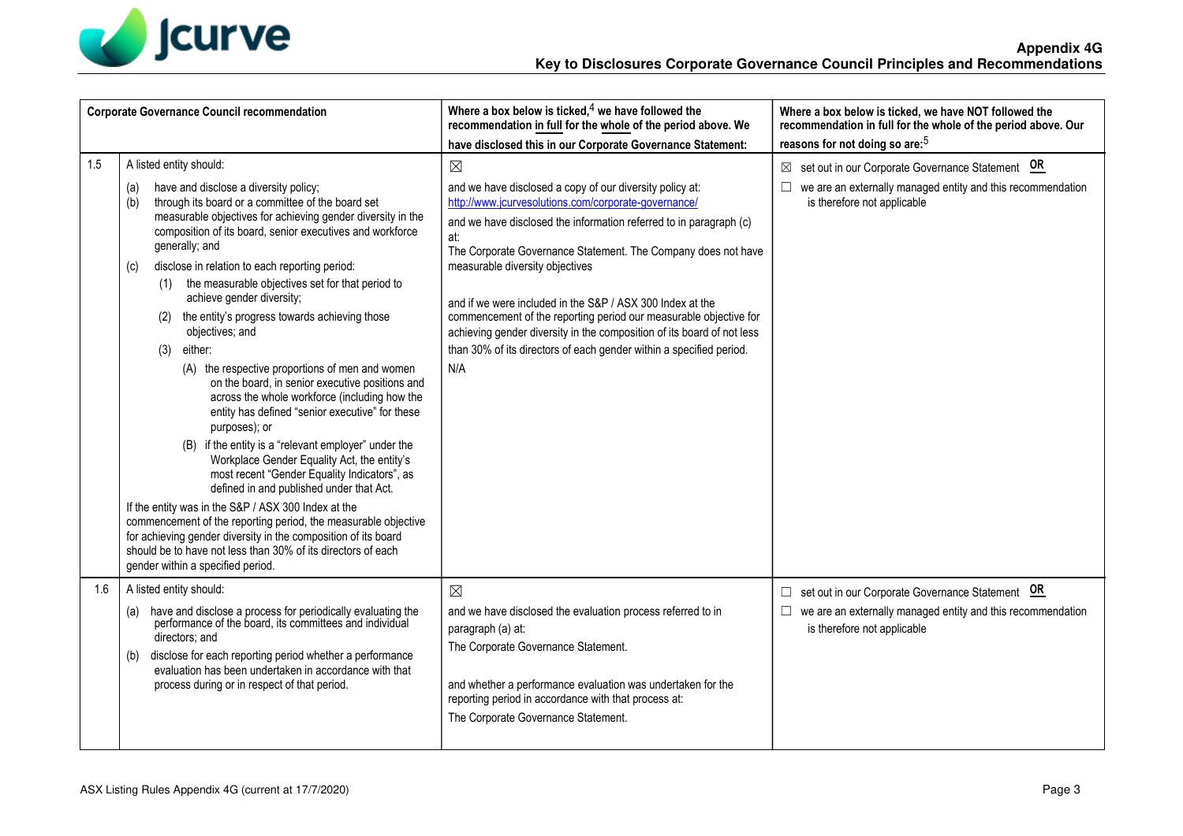| | Corporate Governance Council recommendation | Where a box below is ticked,[4] we have followed the recommendation in full for the whole of the period above. We have disclosed this in our Corporate Governance Statement: | Where a box below is ticked, we have NOT followed the recommendation in full for the whole of the period above. Our reasons for not doing so are:[5] |
|---|---|---|---|
| 1.5 | A listed entity should:<br>(a) have and disclose a diversity policy;<br>(b) through its board or a committee of the board set measurable objectives for achieving gender diversity in the composition of its board, senior executives and workforce generally; and<br>(c) disclose in relation to each reporting period:<br>(1) the measurable objectives set for that period to achieve gender diversity;<br>(2) the entity's progress towards achieving those objectives; and<br>(3) either:<br>(A) the respective proportions of men and women on the board, in senior executive positions and across the whole workforce (including how the entity has defined "senior executive" for these purposes); or<br>(B) if the entity is a "relevant employer" under the Workplace Gender Equality Act, the entity's most recent "Gender Equality Indicators", as defined in and published under that Act.<br>If the entity was in the S&P / ASX 300 Index at the commencement of the reporting period, the measurable objective for achieving gender diversity in the composition of its board should be to have not less than 30% of its directors of each gender within a specified period. | ☒<br>and we have disclosed a copy of our diversity policy at:<br>http://www.jcurvesolutions.com/corporate-governance/<br>and we have disclosed the information referred to in paragraph (c) at:<br>The Corporate Governance Statement. The Company does not have measurable diversity objectives<br>and if we were included in the S&P / ASX 300 Index at the commencement of the reporting period our measurable objective for achieving gender diversity in the composition of its board of not less than 30% of its directors of each gender within a specified period.<br>N/A | ☒ set out in our Corporate Governance Statement **OR**<br>☐ we are an externally managed entity and this recommendation is therefore not applicable |
| 1.6 | A listed entity should:<br>(a) have and disclose a process for periodically evaluating the performance of the board, its committees and individual directors; and<br>(b) disclose for each reporting period whether a performance evaluation has been undertaken in accordance with that process during or in respect of that period. | ☒<br>and we have disclosed the evaluation process referred to in paragraph (a) at:<br>The Corporate Governance Statement.<br>and whether a performance evaluation was undertaken for the reporting period in accordance with that process at:<br>The Corporate Governance Statement. | ☐ set out in our Corporate Governance Statement **OR**<br>☐ we are an externally managed entity and this recommendation is therefore not applicable |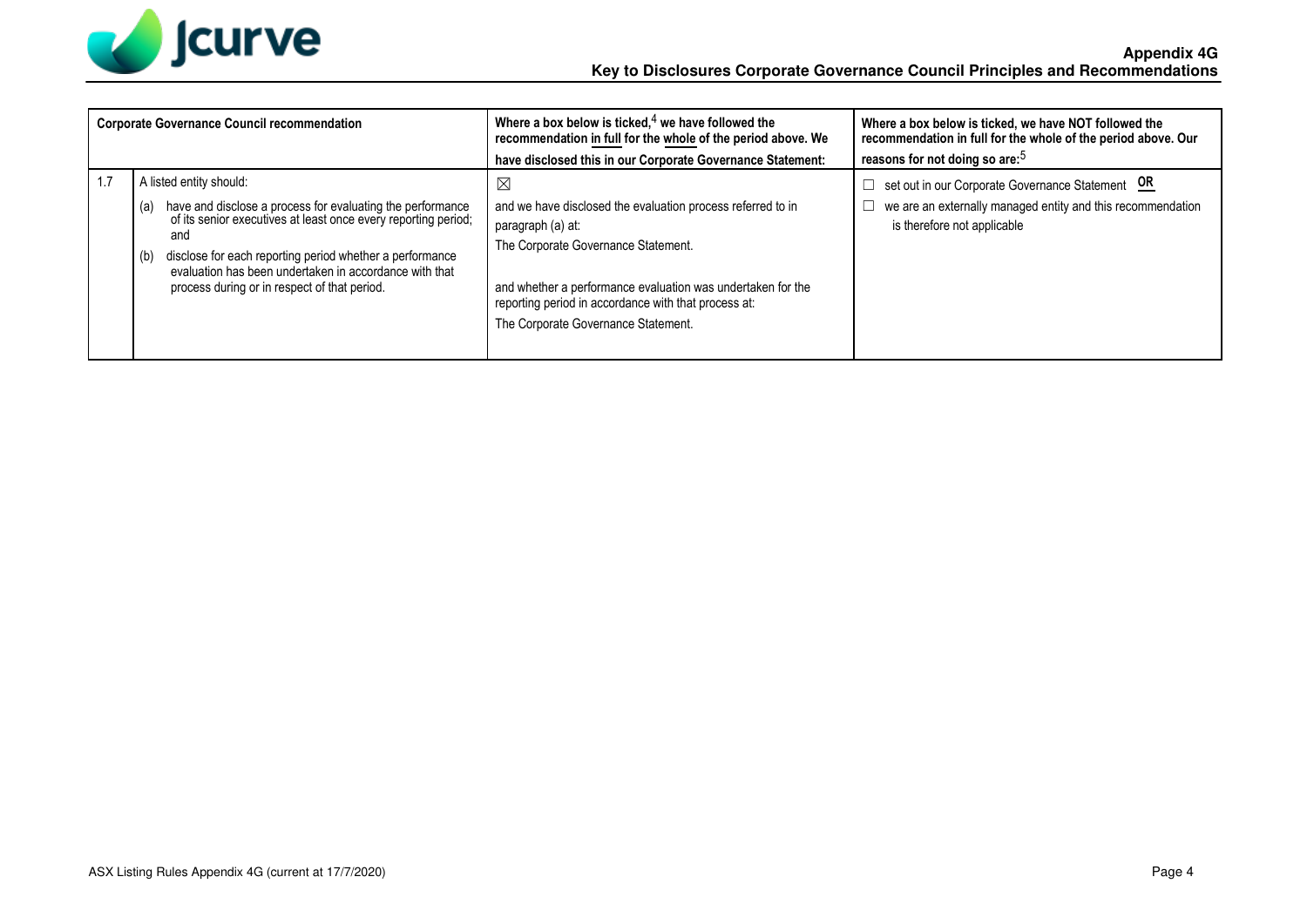| | Corporate Governance Council recommendation | Where a box below is ticked,[4] we have followed the recommendation in full for the whole of the period above. We have disclosed this in our Corporate Governance Statement: | Where a box below is ticked, we have NOT followed the recommendation in full for the whole of the period above. Our reasons for not doing so are:[5] |
|---|---|---|---|
| 1.7 | A listed entity should:<br>(a) have and disclose a process for evaluating the performance of its senior executives at least once every reporting period; and<br>(b) disclose for each reporting period whether a performance evaluation has been undertaken in accordance with that process during or in respect of that period. | ☒<br>and we have disclosed the evaluation process referred to in paragraph (a) at:<br>The Corporate Governance Statement.<br><br>and whether a performance evaluation was undertaken for the reporting period in accordance with that process at:<br>The Corporate Governance Statement. | ☐ set out in our Corporate Governance Statement **OR**<br>☐ we are an externally managed entity and this recommendation is therefore not applicable |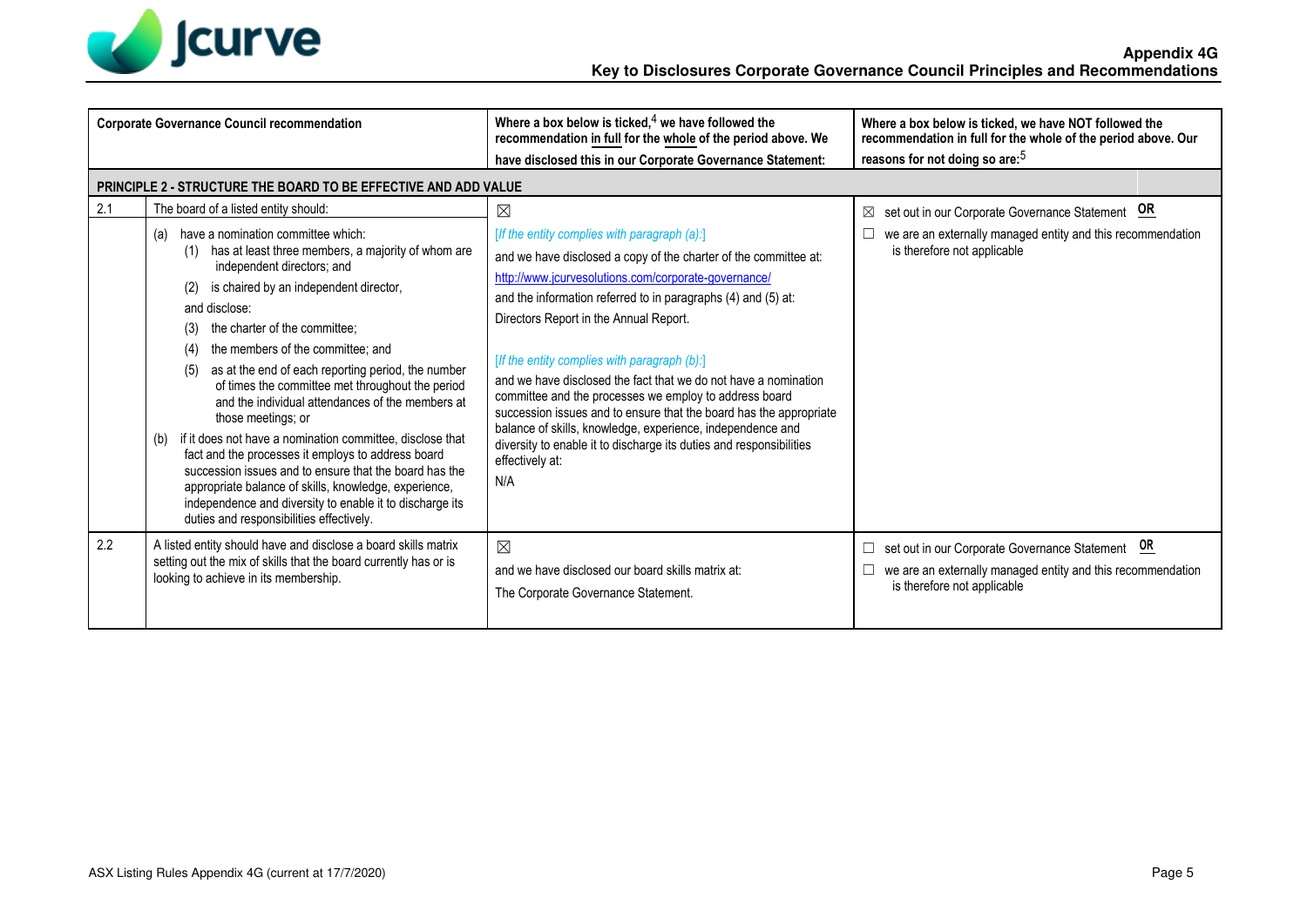| | Corporate Governance Council recommendation | Where a box below is ticked,[4] we have followed the recommendation in full for the whole of the period above. We have disclosed this in our Corporate Governance Statement: | Where a box below is ticked, we have NOT followed the recommendation in full for the whole of the period above. Our reasons for not doing so are:[5] |
|---|---|---|---|
| **PRINCIPLE 2 - STRUCTURE THE BOARD TO BE EFFECTIVE AND ADD VALUE** | | | |
| 2.1 | The board of a listed entity should:<br>(a) have a nomination committee which:<br>(1) has at least three members, a majority of whom are independent directors; and<br>(2) is chaired by an independent director,<br>and disclose:<br>(3) the charter of the committee;<br>(4) the members of the committee; and<br>(5) as at the end of each reporting period, the number of times the committee met throughout the period and the individual attendances of the members at those meetings; or<br>(b) if it does not have a nomination committee, disclose that fact and the processes it employs to address board succession issues and to ensure that the board has the appropriate balance of skills, knowledge, experience, independence and diversity to enable it to discharge its duties and responsibilities effectively. | ☒<br>*[If the entity complies with paragraph (a):]*<br>and we have disclosed a copy of the charter of the committee at:<br>http://www.jcurvesolutions.com/corporate-governance/<br>and the information referred to in paragraphs (4) and (5) at:<br>Directors Report in the Annual Report.<br>*[If the entity complies with paragraph (b):]*<br>and we have disclosed the fact that we do not have a nomination committee and the processes we employ to address board succession issues and to ensure that the board has the appropriate balance of skills, knowledge, experience, independence and diversity to enable it to discharge its duties and responsibilities effectively at:<br>N/A | ☒ set out in our Corporate Governance Statement **OR**<br>☐ we are an externally managed entity and this recommendation is therefore not applicable |
| 2.2 | A listed entity should have and disclose a board skills matrix setting out the mix of skills that the board currently has or is looking to achieve in its membership. | ☒<br>and we have disclosed our board skills matrix at:<br>The Corporate Governance Statement. | ☐ set out in our Corporate Governance Statement **OR**<br>☐ we are an externally managed entity and this recommendation is therefore not applicable |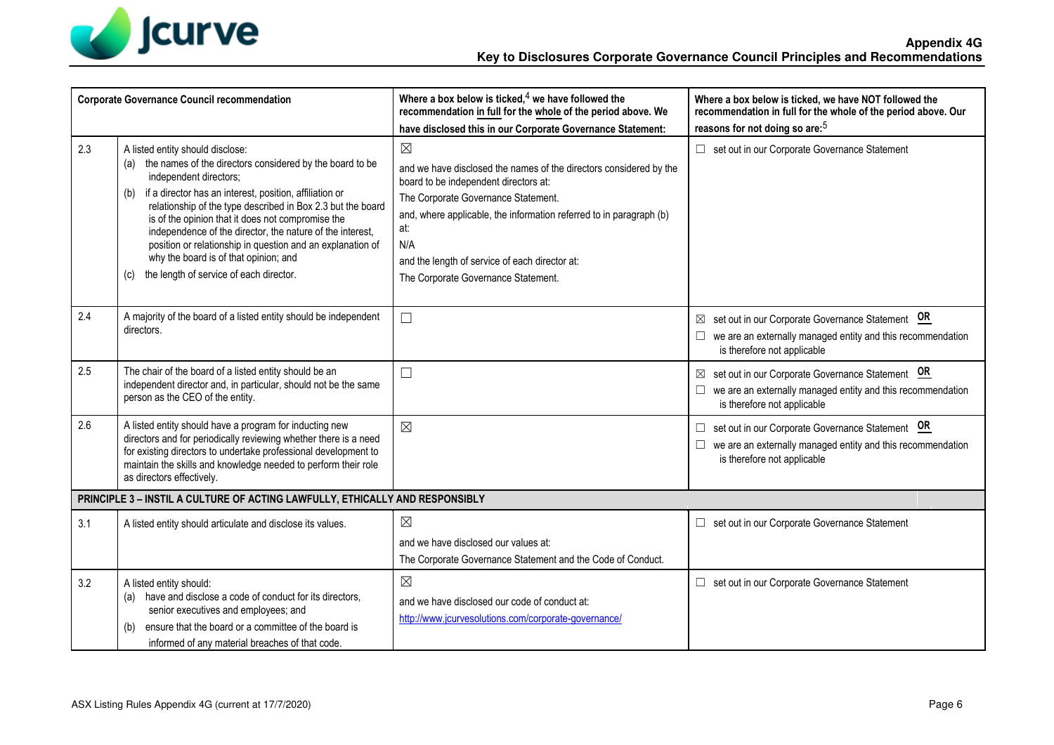| | Corporate Governance Council recommendation | Where a box below is ticked,[4] we have followed the recommendation in full for the whole of the period above. We have disclosed this in our Corporate Governance Statement: | Where a box below is ticked, we have NOT followed the recommendation in full for the whole of the period above. Our reasons for not doing so are:[5] |
|---|---|---|---|
| 2.3 | A listed entity should disclose:<br>(a) the names of the directors considered by the board to be independent directors;<br>(b) if a director has an interest, position, affiliation or relationship of the type described in Box 2.3 but the board is of the opinion that it does not compromise the independence of the director, the nature of the interest, position or relationship in question and an explanation of why the board is of that opinion; and<br>(c) the length of service of each director. | ☒<br>and we have disclosed the names of the directors considered by the board to be independent directors at:<br>The Corporate Governance Statement.<br>and, where applicable, the information referred to in paragraph (b) at:<br>N/A<br>and the length of service of each director at:<br>The Corporate Governance Statement. | ☐ set out in our Corporate Governance Statement |
| 2.4 | A majority of the board of a listed entity should be independent directors. | ☐ | ☒ set out in our Corporate Governance Statement **OR**<br>☐ we are an externally managed entity and this recommendation is therefore not applicable |
| 2.5 | The chair of the board of a listed entity should be an independent director and, in particular, should not be the same person as the CEO of the entity. | ☐ | ☒ set out in our Corporate Governance Statement **OR**<br>☐ we are an externally managed entity and this recommendation is therefore not applicable |
| 2.6 | A listed entity should have a program for inducting new directors and for periodically reviewing whether there is a need for existing directors to undertake professional development to maintain the skills and knowledge needed to perform their role as directors effectively. | ☒ | ☐ set out in our Corporate Governance Statement **OR**<br>☐ we are an externally managed entity and this recommendation is therefore not applicable |
| **PRINCIPLE 3 – INSTIL A CULTURE OF ACTING LAWFULLY, ETHICALLY AND RESPONSIBLY** | | | |
| 3.1 | A listed entity should articulate and disclose its values. | ☒<br>and we have disclosed our values at:<br>The Corporate Governance Statement and the Code of Conduct. | ☐ set out in our Corporate Governance Statement |
| 3.2 | A listed entity should:<br>(a) have and disclose a code of conduct for its directors, senior executives and employees; and<br>(b) ensure that the board or a committee of the board is informed of any material breaches of that code. | ☒<br>and we have disclosed our code of conduct at:<br>http://www.jcurvesolutions.com/corporate-governance/ | ☐ set out in our Corporate Governance Statement |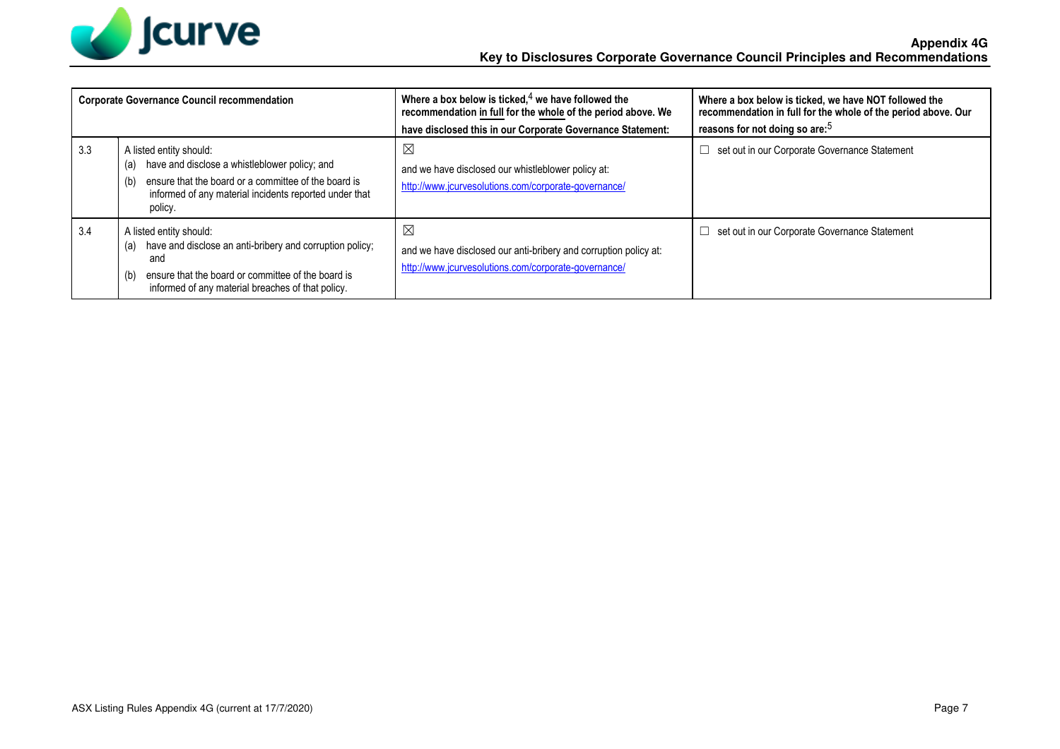| Corporate Governance Council recommendation | | Where a box below is ticked,[4] we have followed the recommendation in full for the whole of the period above. We have disclosed this in our Corporate Governance Statement: | Where a box below is ticked, we have NOT followed the recommendation in full for the whole of the period above. Our reasons for not doing so are:[5] |
|---|---|---|---|
| 3.3 | A listed entity should: (a) have and disclose a whistleblower policy; and (b) ensure that the board or a committee of the board is informed of any material incidents reported under that policy. | ☒ and we have disclosed our whistleblower policy at: http://www.jcurvesolutions.com/corporate-governance/ | ☐ set out in our Corporate Governance Statement |
| 3.4 | A listed entity should: (a) have and disclose an anti-bribery and corruption policy; and (b) ensure that the board or committee of the board is informed of any material breaches of that policy. | ☒ and we have disclosed our anti-bribery and corruption policy at: http://www.jcurvesolutions.com/corporate-governance/ | ☐ set out in our Corporate Governance Statement |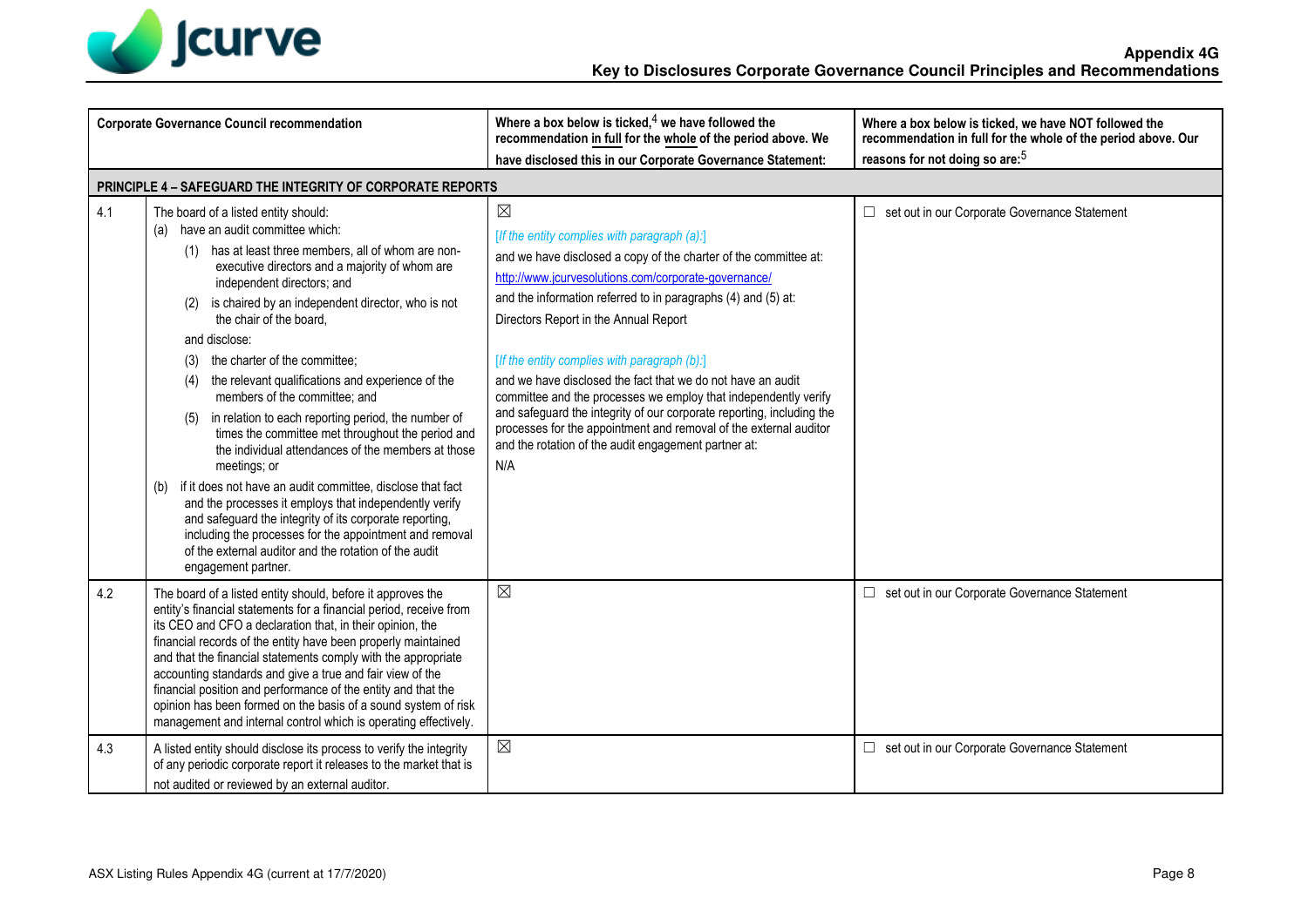**Appendix 4G**
**Key to Disclosures Corporate Governance Council Principles and Recommendations**

| | Corporate Governance Council recommendation | Where a box below is ticked,[4] we have followed the recommendation in full for the whole of the period above. We have disclosed this in our Corporate Governance Statement: | Where a box below is ticked, we have NOT followed the recommendation in full for the whole of the period above. Our reasons for not doing so are:[5] |
|---|---|---|---|
| **PRINCIPLE 4 – SAFEGUARD THE INTEGRITY OF CORPORATE REPORTS** | | | |
| 4.1 | The board of a listed entity should:<br>(a) have an audit committee which:<br>(1) has at least three members, all of whom are non-executive directors and a majority of whom are independent directors; and<br>(2) is chaired by an independent director, who is not the chair of the board,<br>and disclose:<br>(3) the charter of the committee;<br>(4) the relevant qualifications and experience of the members of the committee; and<br>(5) in relation to each reporting period, the number of times the committee met throughout the period and the individual attendances of the members at those meetings; or<br>(b) if it does not have an audit committee, disclose that fact and the processes it employs that independently verify and safeguard the integrity of its corporate reporting, including the processes for the appointment and removal of the external auditor and the rotation of the audit engagement partner. | ☒<br>*[If the entity complies with paragraph (a):]*<br>and we have disclosed a copy of the charter of the committee at:<br>http://www.jcurvesolutions.com/corporate-governance/<br>and the information referred to in paragraphs (4) and (5) at:<br>Directors Report in the Annual Report<br>*[If the entity complies with paragraph (b):]*<br>and we have disclosed the fact that we do not have an audit committee and the processes we employ that independently verify and safeguard the integrity of our corporate reporting, including the processes for the appointment and removal of the external auditor and the rotation of the audit engagement partner at:<br>N/A | ☐ set out in our Corporate Governance Statement |
| 4.2 | The board of a listed entity should, before it approves the entity's financial statements for a financial period, receive from its CEO and CFO a declaration that, in their opinion, the financial records of the entity have been properly maintained and that the financial statements comply with the appropriate accounting standards and give a true and fair view of the financial position and performance of the entity and that the opinion has been formed on the basis of a sound system of risk management and internal control which is operating effectively. | ☒ | ☐ set out in our Corporate Governance Statement |
| 4.3 | A listed entity should disclose its process to verify the integrity of any periodic corporate report it releases to the market that is not audited or reviewed by an external auditor. | ☒ | ☐ set out in our Corporate Governance Statement |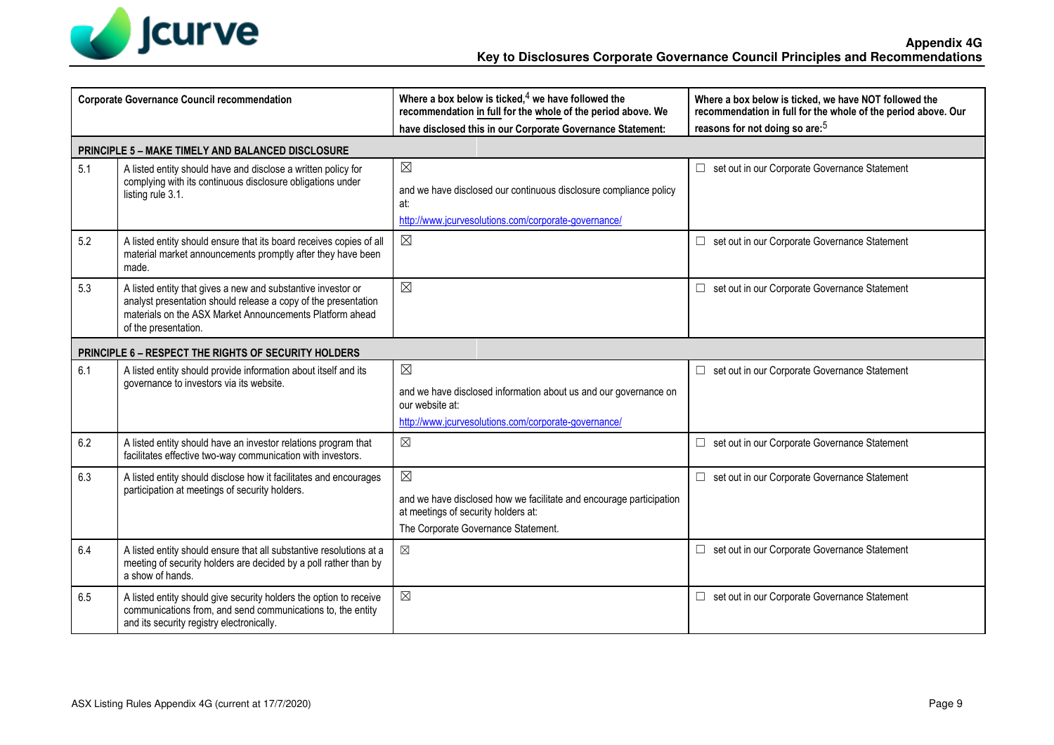## Appendix 4G

## Key to Disclosures Corporate Governance Council Principles and Recommendations

| Corporate Governance Council recommendation | | Where a box below is ticked,[4] we have followed the recommendation in full for the whole of the period above. We have disclosed this in our Corporate Governance Statement: | Where a box below is ticked, we have NOT followed the recommendation in full for the whole of the period above. Our reasons for not doing so are:[5] |
|---|---|---|---|
| **PRINCIPLE 5 – MAKE TIMELY AND BALANCED DISCLOSURE** | | | |
| 5.1 | A listed entity should have and disclose a written policy for complying with its continuous disclosure obligations under listing rule 3.1. | ☒ and we have disclosed our continuous disclosure compliance policy at: http://www.jcurvesolutions.com/corporate-governance/ | ☐ set out in our Corporate Governance Statement |
| 5.2 | A listed entity should ensure that its board receives copies of all material market announcements promptly after they have been made. | ☒ | ☐ set out in our Corporate Governance Statement |
| 5.3 | A listed entity that gives a new and substantive investor or analyst presentation should release a copy of the presentation materials on the ASX Market Announcements Platform ahead of the presentation. | ☒ | ☐ set out in our Corporate Governance Statement |
| **PRINCIPLE 6 – RESPECT THE RIGHTS OF SECURITY HOLDERS** | | | |
| 6.1 | A listed entity should provide information about itself and its governance to investors via its website. | ☒ and we have disclosed information about us and our governance on our website at: http://www.jcurvesolutions.com/corporate-governance/ | ☐ set out in our Corporate Governance Statement |
| 6.2 | A listed entity should have an investor relations program that facilitates effective two-way communication with investors. | ☒ | ☐ set out in our Corporate Governance Statement |
| 6.3 | A listed entity should disclose how it facilitates and encourages participation at meetings of security holders. | ☒ and we have disclosed how we facilitate and encourage participation at meetings of security holders at: The Corporate Governance Statement. | ☐ set out in our Corporate Governance Statement |
| 6.4 | A listed entity should ensure that all substantive resolutions at a meeting of security holders are decided by a poll rather than by a show of hands. | ☒ | ☐ set out in our Corporate Governance Statement |
| 6.5 | A listed entity should give security holders the option to receive communications from, and send communications to, the entity and its security registry electronically. | ☒ | ☐ set out in our Corporate Governance Statement |

ASX Listing Rules Appendix 4G (current at 17/7/2020)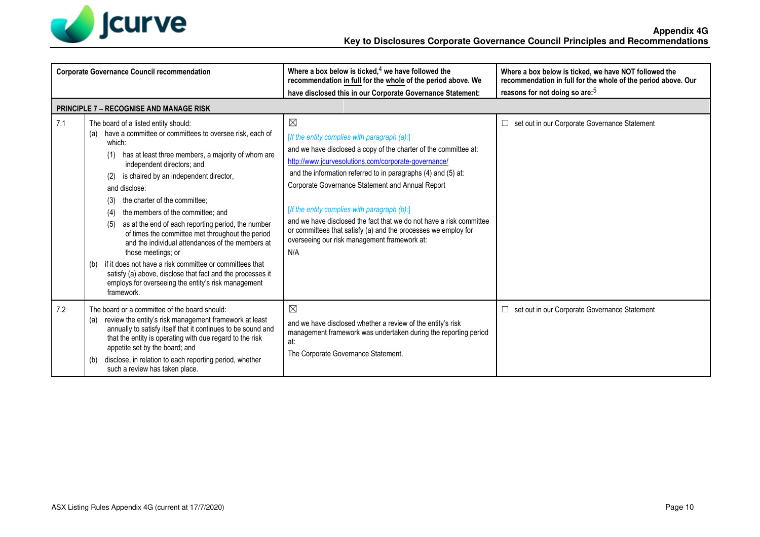**Appendix 4G**
**Key to Disclosures Corporate Governance Council Principles and Recommendations**

| Corporate Governance Council recommendation | | Where a box below is ticked,[4] we have followed the recommendation in full for the whole of the period above. We have disclosed this in our Corporate Governance Statement: | Where a box below is ticked, we have NOT followed the recommendation in full for the whole of the period above. Our reasons for not doing so are:[5] |
|---|---|---|---|
| **PRINCIPLE 7 – RECOGNISE AND MANAGE RISK** | | | |
| 7.1 | The board of a listed entity should:<br>(a) have a committee or committees to oversee risk, each of which:<br>(1) has at least three members, a majority of whom are independent directors; and<br>(2) is chaired by an independent director,<br>and disclose:<br>(3) the charter of the committee;<br>(4) the members of the committee; and<br>(5) as at the end of each reporting period, the number of times the committee met throughout the period and the individual attendances of the members at those meetings; or<br>(b) if it does not have a risk committee or committees that satisfy (a) above, disclose that fact and the processes it employs for overseeing the entity's risk management framework. | ☒<br>*[If the entity complies with paragraph (a):]*<br>and we have disclosed a copy of the charter of the committee at:<br>http://www.jcurvesolutions.com/corporate-governance/<br>and the information referred to in paragraphs (4) and (5) at:<br>Corporate Governance Statement and Annual Report<br>*[If the entity complies with paragraph (b):]*<br>and we have disclosed the fact that we do not have a risk committee or committees that satisfy (a) and the processes we employ for overseeing our risk management framework at:<br>N/A | ☐ set out in our Corporate Governance Statement |
| 7.2 | The board or a committee of the board should:<br>(a) review the entity's risk management framework at least annually to satisfy itself that it continues to be sound and that the entity is operating with due regard to the risk appetite set by the board; and<br>(b) disclose, in relation to each reporting period, whether such a review has taken place. | ☒<br>and we have disclosed whether a review of the entity's risk management framework was undertaken during the reporting period at:<br>The Corporate Governance Statement. | ☐ set out in our Corporate Governance Statement |

ASX Listing Rules Appendix 4G (current at 17/7/2020)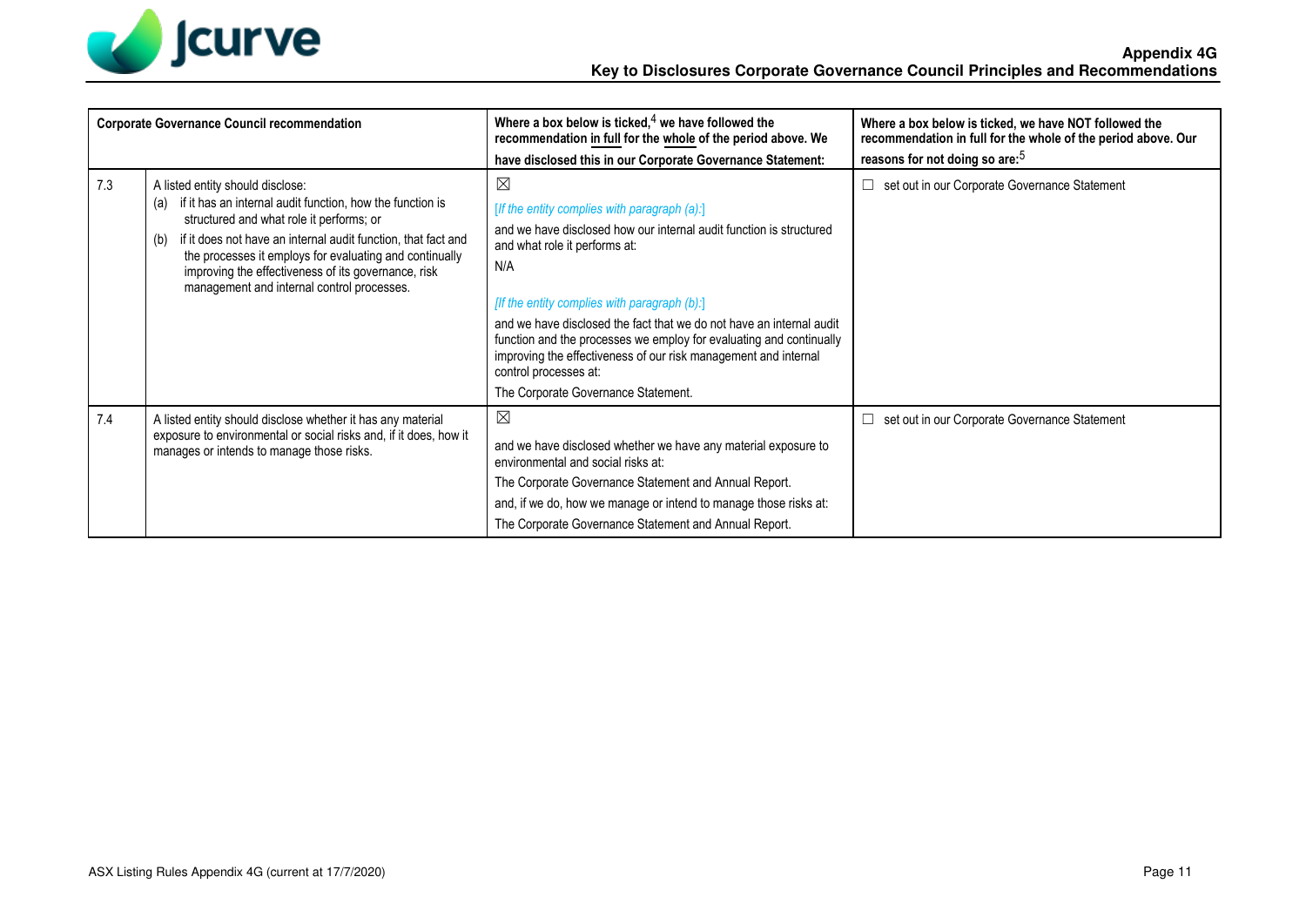| Corporate Governance Council recommendation | | Where a box below is ticked,[4] we have followed the recommendation in full for the whole of the period above. We have disclosed this in our Corporate Governance Statement: | Where a box below is ticked, we have NOT followed the recommendation in full for the whole of the period above. Our reasons for not doing so are:[5] |
|---|---|---|---|
| 7.3 | A listed entity should disclose:<br>(a) if it has an internal audit function, how the function is structured and what role it performs; or<br>(b) if it does not have an internal audit function, that fact and the processes it employs for evaluating and continually improving the effectiveness of its governance, risk management and internal control processes. | ☒<br>*[If the entity complies with paragraph (a):]*<br>and we have disclosed how our internal audit function is structured and what role it performs at:<br>N/A<br>*[If the entity complies with paragraph (b):]*<br>and we have disclosed the fact that we do not have an internal audit function and the processes we employ for evaluating and continually improving the effectiveness of our risk management and internal control processes at:<br>The Corporate Governance Statement. | ☐ set out in our Corporate Governance Statement |
| 7.4 | A listed entity should disclose whether it has any material exposure to environmental or social risks and, if it does, how it manages or intends to manage those risks. | ☒<br>and we have disclosed whether we have any material exposure to environmental and social risks at:<br>The Corporate Governance Statement and Annual Report.<br>and, if we do, how we manage or intend to manage those risks at:<br>The Corporate Governance Statement and Annual Report. | ☐ set out in our Corporate Governance Statement |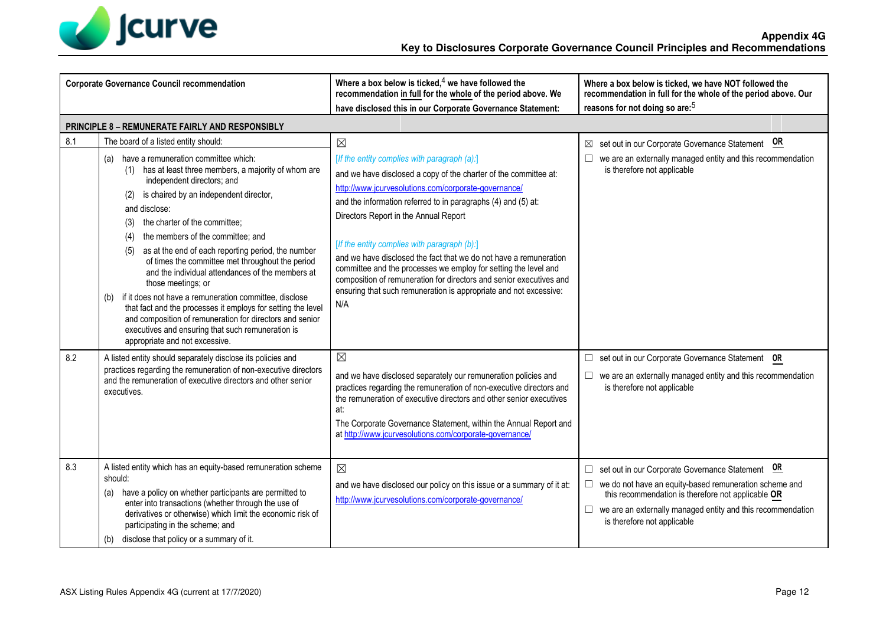## Appendix 4G
## Key to Disclosures Corporate Governance Council Principles and Recommendations

| Corporate Governance Council recommendation | | Where a box below is ticked,[4] we have followed the recommendation in full for the whole of the period above. We have disclosed this in our Corporate Governance Statement: | Where a box below is ticked, we have NOT followed the recommendation in full for the whole of the period above. Our reasons for not doing so are:[5] |
|---|---|---|---|
| **PRINCIPLE 8 – REMUNERATE FAIRLY AND RESPONSIBLY** | | | |
| 8.1 | The board of a listed entity should:<br>(a) have a remuneration committee which:<br>(1) has at least three members, a majority of whom are independent directors; and<br>(2) is chaired by an independent director,<br>and disclose:<br>(3) the charter of the committee;<br>(4) the members of the committee; and<br>(5) as at the end of each reporting period, the number of times the committee met throughout the period and the individual attendances of the members at those meetings; or<br>(b) if it does not have a remuneration committee, disclose that fact and the processes it employs for setting the level and composition of remuneration for directors and senior executives and ensuring that such remuneration is appropriate and not excessive. | ☒<br>*[If the entity complies with paragraph (a):]*<br>and we have disclosed a copy of the charter of the committee at:<br>http://www.jcurvesolutions.com/corporate-governance/<br>and the information referred to in paragraphs (4) and (5) at:<br>Directors Report in the Annual Report<br>*[If the entity complies with paragraph (b):]*<br>and we have disclosed the fact that we do not have a remuneration committee and the processes we employ for setting the level and composition of remuneration for directors and senior executives and ensuring that such remuneration is appropriate and not excessive:<br>N/A | ☒ set out in our Corporate Governance Statement **OR**<br>☐ we are an externally managed entity and this recommendation is therefore not applicable |
| 8.2 | A listed entity should separately disclose its policies and practices regarding the remuneration of non-executive directors and the remuneration of executive directors and other senior executives. | ☒<br>and we have disclosed separately our remuneration policies and practices regarding the remuneration of non-executive directors and the remuneration of executive directors and other senior executives at:<br>The Corporate Governance Statement, within the Annual Report and at http://www.jcurvesolutions.com/corporate-governance/ | ☐ set out in our Corporate Governance Statement **OR**<br>☐ we are an externally managed entity and this recommendation is therefore not applicable |
| 8.3 | A listed entity which has an equity-based remuneration scheme should:<br>(a) have a policy on whether participants are permitted to enter into transactions (whether through the use of derivatives or otherwise) which limit the economic risk of participating in the scheme; and<br>(b) disclose that policy or a summary of it. | ☒<br>and we have disclosed our policy on this issue or a summary of it at:<br>http://www.jcurvesolutions.com/corporate-governance/ | ☐ set out in our Corporate Governance Statement **OR**<br>☐ we do not have an equity-based remuneration scheme and this recommendation is therefore not applicable **OR**<br>☐ we are an externally managed entity and this recommendation is therefore not applicable |

ASX Listing Rules Appendix 4G (current at 17/7/2020)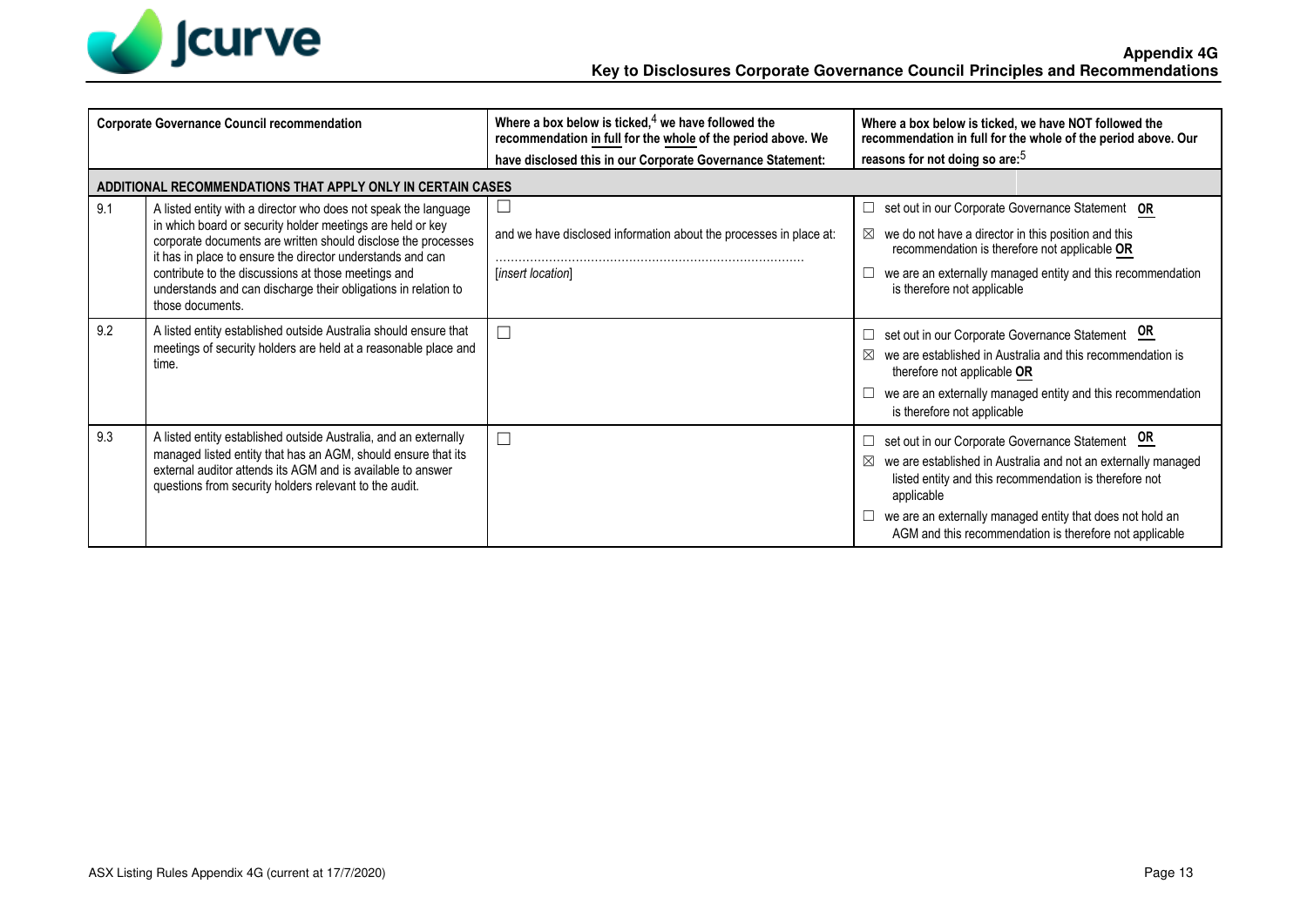# Appendix 4G
## Key to Disclosures Corporate Governance Council Principles and Recommendations

| Corporate Governance Council recommendation | | Where a box below is ticked,[4] we have followed the recommendation in full for the whole of the period above. We have disclosed this in our Corporate Governance Statement: | Where a box below is ticked, we have NOT followed the recommendation in full for the whole of the period above. Our reasons for not doing so are:[5] |
|---|---|---|---|
| **ADDITIONAL RECOMMENDATIONS THAT APPLY ONLY IN CERTAIN CASES** | | | |
| 9.1 | A listed entity with a director who does not speak the language in which board or security holder meetings are held or key corporate documents are written should disclose the processes it has in place to ensure the director understands and can contribute to the discussions at those meetings and understands and can discharge their obligations in relation to those documents. | ☐ and we have disclosed information about the processes in place at: ……………………………………………………………… [*insert location*] | ☐ set out in our Corporate Governance Statement **OR** ☒ we do not have a director in this position and this recommendation is therefore not applicable **OR** ☐ we are an externally managed entity and this recommendation is therefore not applicable |
| 9.2 | A listed entity established outside Australia should ensure that meetings of security holders are held at a reasonable place and time. | ☐ | ☐ set out in our Corporate Governance Statement **OR** ☒ we are established in Australia and this recommendation is therefore not applicable **OR** ☐ we are an externally managed entity and this recommendation is therefore not applicable |
| 9.3 | A listed entity established outside Australia, and an externally managed listed entity that has an AGM, should ensure that its external auditor attends its AGM and is available to answer questions from security holders relevant to the audit. | ☐ | ☐ set out in our Corporate Governance Statement **OR** ☒ we are established in Australia and not an externally managed listed entity and this recommendation is therefore not applicable ☐ we are an externally managed entity that does not hold an AGM and this recommendation is therefore not applicable |

ASX Listing Rules Appendix 4G (current at 17/7/2020)